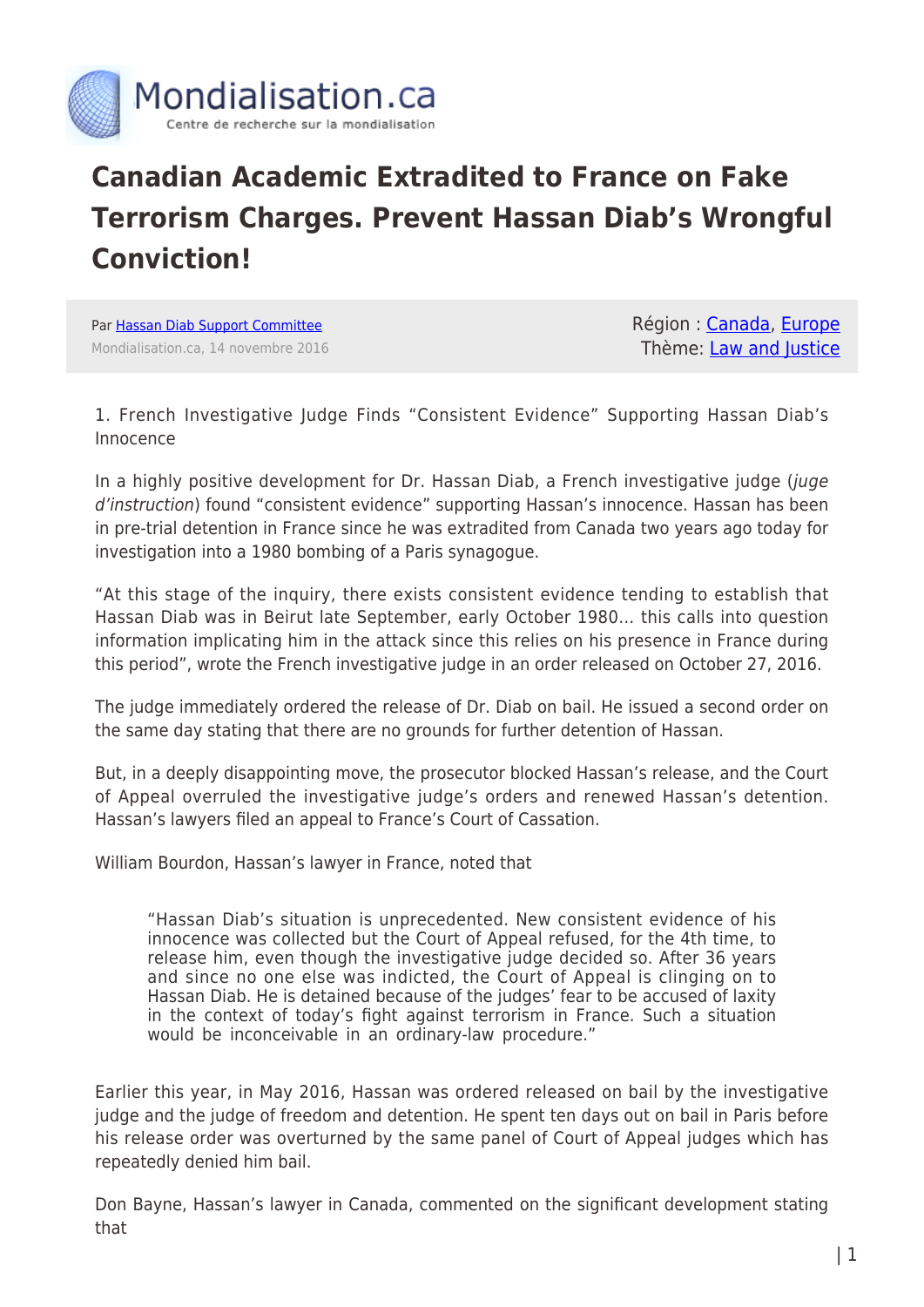# Canadian Academic Extradited to France on Fake Terrorism Charges. Prevent Hassan Diab's Wrongful Conviction!

Par Hassan Diab Support Committee
Mondialisation.ca, 14 novembre 2016

Région : Canada, Europe
Thème: Law and Justice

1. French Investigative Judge Finds "Consistent Evidence" Supporting Hassan Diab's Innocence

In a highly positive development for Dr. Hassan Diab, a French investigative judge (*juge d'instruction*) found "consistent evidence" supporting Hassan's innocence. Hassan has been in pre-trial detention in France since he was extradited from Canada two years ago today for investigation into a 1980 bombing of a Paris synagogue.

"At this stage of the inquiry, there exists consistent evidence tending to establish that Hassan Diab was in Beirut late September, early October 1980… this calls into question information implicating him in the attack since this relies on his presence in France during this period", wrote the French investigative judge in an order released on October 27, 2016.

The judge immediately ordered the release of Dr. Diab on bail. He issued a second order on the same day stating that there are no grounds for further detention of Hassan.

But, in a deeply disappointing move, the prosecutor blocked Hassan's release, and the Court of Appeal overruled the investigative judge's orders and renewed Hassan's detention. Hassan's lawyers filed an appeal to France's Court of Cassation.

William Bourdon, Hassan's lawyer in France, noted that

> "Hassan Diab's situation is unprecedented. New consistent evidence of his innocence was collected but the Court of Appeal refused, for the 4th time, to release him, even though the investigative judge decided so. After 36 years and since no one else was indicted, the Court of Appeal is clinging on to Hassan Diab. He is detained because of the judges' fear to be accused of laxity in the context of today's fight against terrorism in France. Such a situation would be inconceivable in an ordinary-law procedure."

Earlier this year, in May 2016, Hassan was ordered released on bail by the investigative judge and the judge of freedom and detention. He spent ten days out on bail in Paris before his release order was overturned by the same panel of Court of Appeal judges which has repeatedly denied him bail.

Don Bayne, Hassan's lawyer in Canada, commented on the significant development stating that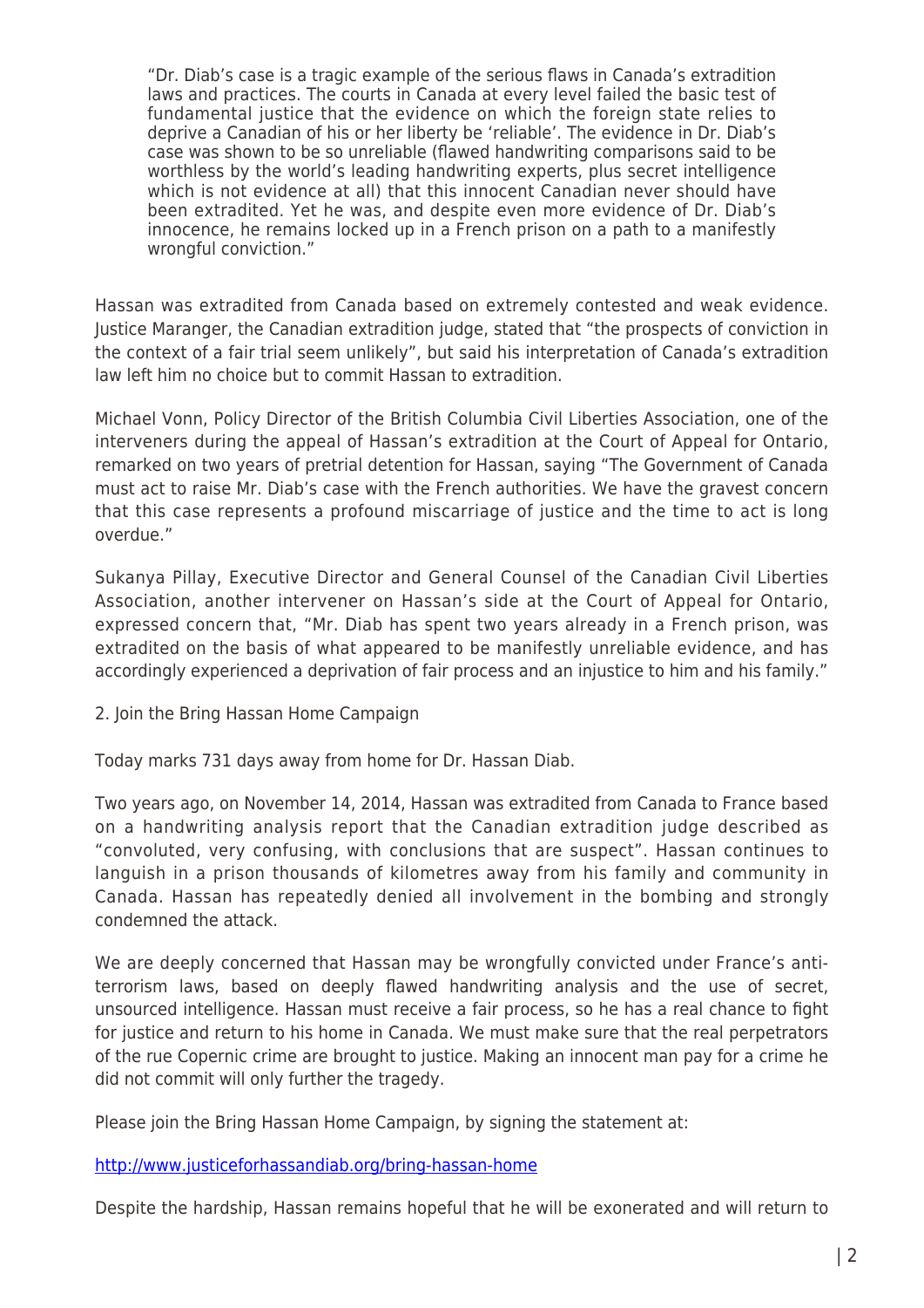> "Dr. Diab's case is a tragic example of the serious flaws in Canada's extradition laws and practices. The courts in Canada at every level failed the basic test of fundamental justice that the evidence on which the foreign state relies to deprive a Canadian of his or her liberty be 'reliable'. The evidence in Dr. Diab's case was shown to be so unreliable (flawed handwriting comparisons said to be worthless by the world's leading handwriting experts, plus secret intelligence which is not evidence at all) that this innocent Canadian never should have been extradited. Yet he was, and despite even more evidence of Dr. Diab's innocence, he remains locked up in a French prison on a path to a manifestly wrongful conviction."

Hassan was extradited from Canada based on extremely contested and weak evidence. Justice Maranger, the Canadian extradition judge, stated that "the prospects of conviction in the context of a fair trial seem unlikely", but said his interpretation of Canada's extradition law left him no choice but to commit Hassan to extradition.

Michael Vonn, Policy Director of the British Columbia Civil Liberties Association, one of the interveners during the appeal of Hassan's extradition at the Court of Appeal for Ontario, remarked on two years of pretrial detention for Hassan, saying "The Government of Canada must act to raise Mr. Diab's case with the French authorities. We have the gravest concern that this case represents a profound miscarriage of justice and the time to act is long overdue."

Sukanya Pillay, Executive Director and General Counsel of the Canadian Civil Liberties Association, another intervener on Hassan's side at the Court of Appeal for Ontario, expressed concern that, "Mr. Diab has spent two years already in a French prison, was extradited on the basis of what appeared to be manifestly unreliable evidence, and has accordingly experienced a deprivation of fair process and an injustice to him and his family."

2. Join the Bring Hassan Home Campaign

Today marks 731 days away from home for Dr. Hassan Diab.

Two years ago, on November 14, 2014, Hassan was extradited from Canada to France based on a handwriting analysis report that the Canadian extradition judge described as "convoluted, very confusing, with conclusions that are suspect". Hassan continues to languish in a prison thousands of kilometres away from his family and community in Canada. Hassan has repeatedly denied all involvement in the bombing and strongly condemned the attack.

We are deeply concerned that Hassan may be wrongfully convicted under France's anti-terrorism laws, based on deeply flawed handwriting analysis and the use of secret, unsourced intelligence. Hassan must receive a fair process, so he has a real chance to fight for justice and return to his home in Canada. We must make sure that the real perpetrators of the rue Copernic crime are brought to justice. Making an innocent man pay for a crime he did not commit will only further the tragedy.

Please join the Bring Hassan Home Campaign, by signing the statement at:

[http://www.justiceforhassandiab.org/bring-hassan-home](http://www.justiceforhassandiab.org/bring-hassan-home)

Despite the hardship, Hassan remains hopeful that he will be exonerated and will return to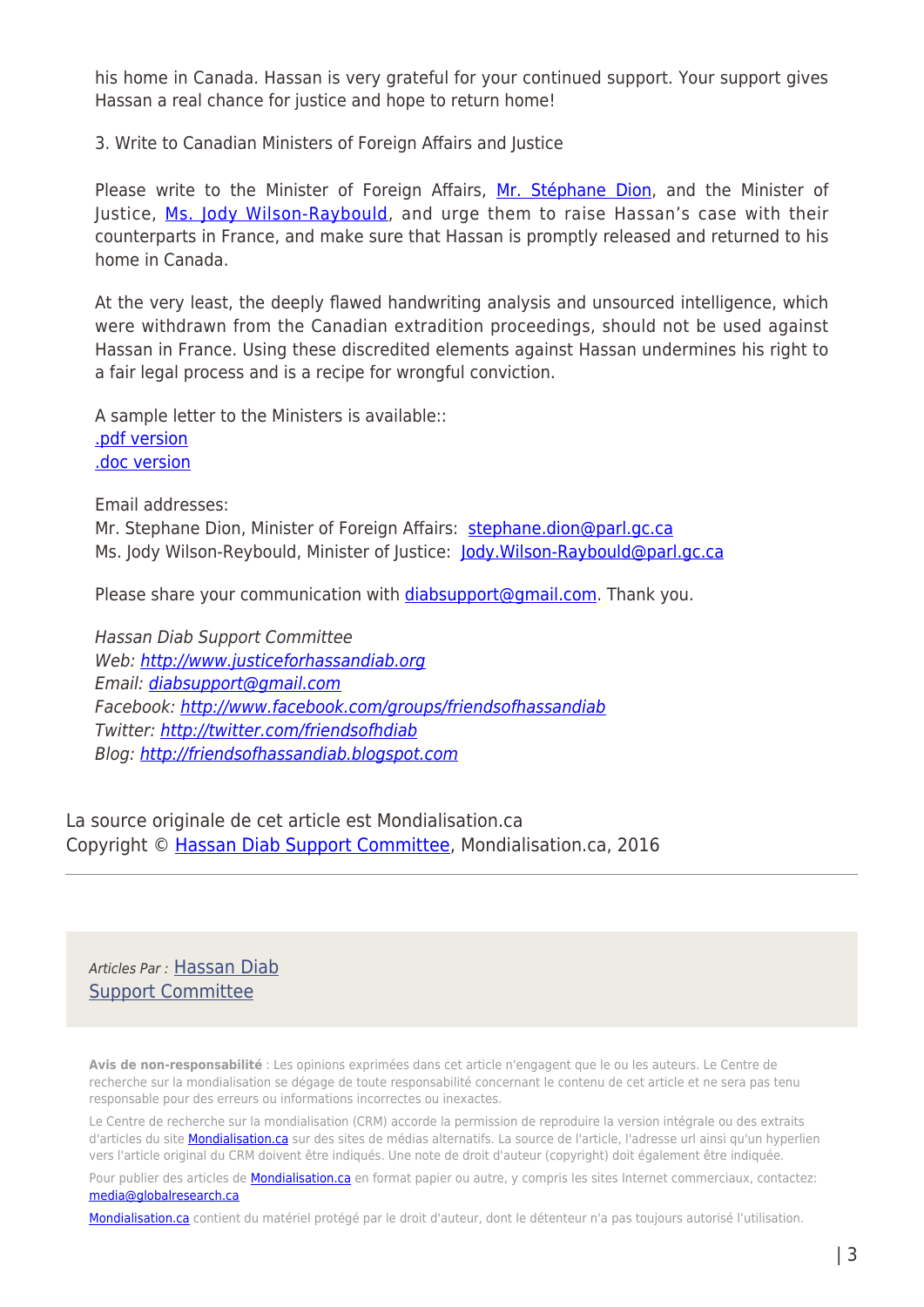his home in Canada. Hassan is very grateful for your continued support. Your support gives Hassan a real chance for justice and hope to return home!

3. Write to Canadian Ministers of Foreign Affairs and Justice

Please write to the Minister of Foreign Affairs, [Mr. Stéphane Dion](), and the Minister of Justice, [Ms. Jody Wilson-Raybould](), and urge them to raise Hassan's case with their counterparts in France, and make sure that Hassan is promptly released and returned to his home in Canada.

At the very least, the deeply flawed handwriting analysis and unsourced intelligence, which were withdrawn from the Canadian extradition proceedings, should not be used against Hassan in France. Using these discredited elements against Hassan undermines his right to a fair legal process and is a recipe for wrongful conviction.

A sample letter to the Ministers is available::
[.pdf version]()
[.doc version]()

Email addresses:
Mr. Stephane Dion, Minister of Foreign Affairs: stephane.dion@parl.gc.ca
Ms. Jody Wilson-Reybould, Minister of Justice: Jody.Wilson-Raybould@parl.gc.ca

Please share your communication with diabsupport@gmail.com. Thank you.

*Hassan Diab Support Committee*
*Web: http://www.justiceforhassandiab.org*
*Email: diabsupport@gmail.com*
*Facebook: http://www.facebook.com/groups/friendsofhassandiab*
*Twitter: http://twitter.com/friendsofhdiab*
*Blog: http://friendsofhassandiab.blogspot.com*

La source originale de cet article est Mondialisation.ca
Copyright © [Hassan Diab Support Committee](), Mondialisation.ca, 2016

---

*Articles Par :* [Hassan Diab Support Committee]()

**Avis de non-responsabilité** : Les opinions exprimées dans cet article n'engagent que le ou les auteurs. Le Centre de recherche sur la mondialisation se dégage de toute responsabilité concernant le contenu de cet article et ne sera pas tenu responsable pour des erreurs ou informations incorrectes ou inexactes.

Le Centre de recherche sur la mondialisation (CRM) accorde la permission de reproduire la version intégrale ou des extraits d'articles du site Mondialisation.ca sur des sites de médias alternatifs. La source de l'article, l'adresse url ainsi qu'un hyperlien vers l'article original du CRM doivent être indiqués. Une note de droit d'auteur (copyright) doit également être indiquée.

Pour publier des articles de Mondialisation.ca en format papier ou autre, y compris les sites Internet commerciaux, contactez: media@globalresearch.ca

Mondialisation.ca contient du matériel protégé par le droit d'auteur, dont le détenteur n'a pas toujours autorisé l'utilisation.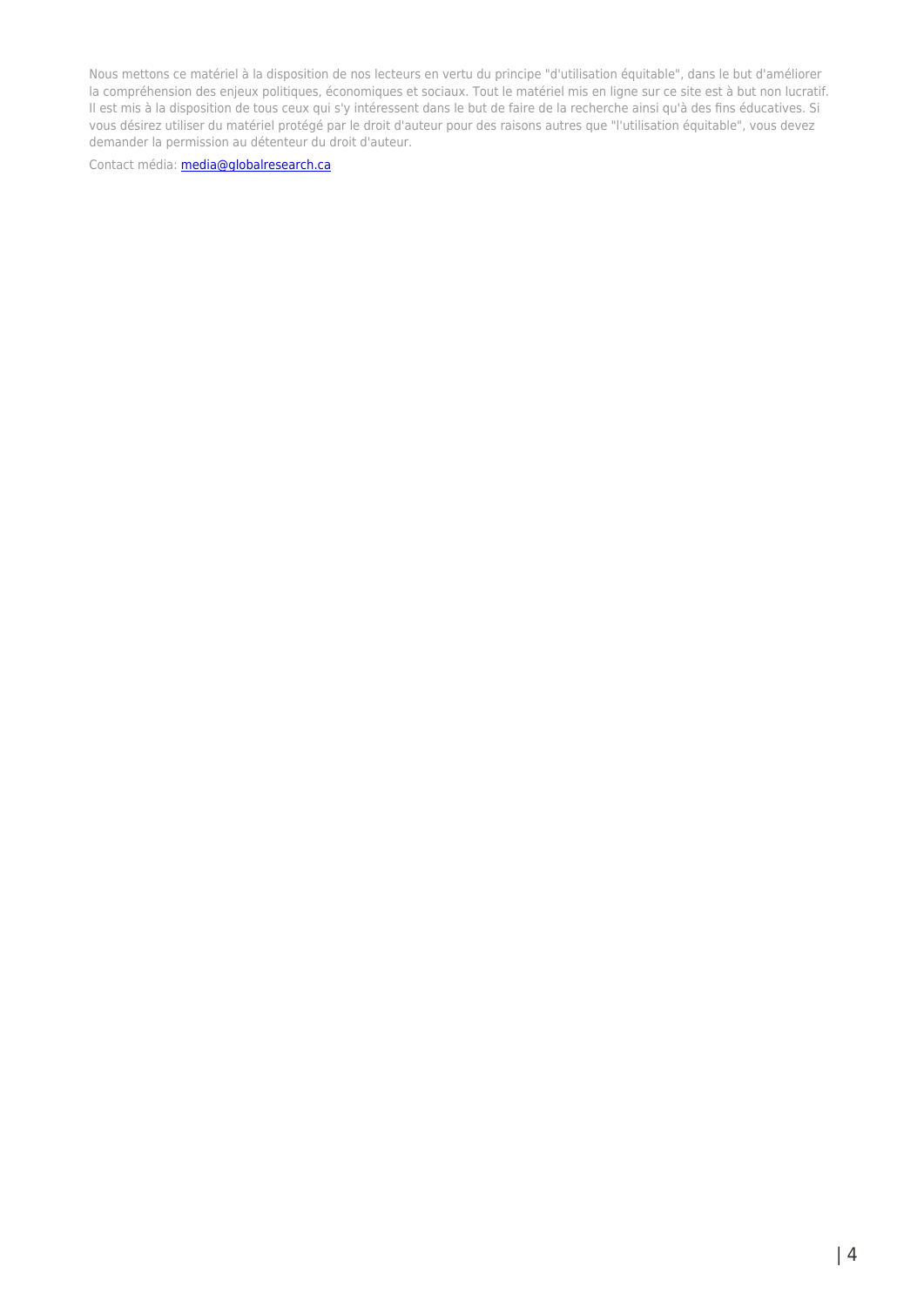Nous mettons ce matériel à la disposition de nos lecteurs en vertu du principe "d'utilisation équitable", dans le but d'améliorer la compréhension des enjeux politiques, économiques et sociaux. Tout le matériel mis en ligne sur ce site est à but non lucratif. Il est mis à la disposition de tous ceux qui s'y intéressent dans le but de faire de la recherche ainsi qu'à des fins éducatives. Si vous désirez utiliser du matériel protégé par le droit d'auteur pour des raisons autres que "l'utilisation équitable", vous devez demander la permission au détenteur du droit d'auteur.

Contact média: media@globalresearch.ca